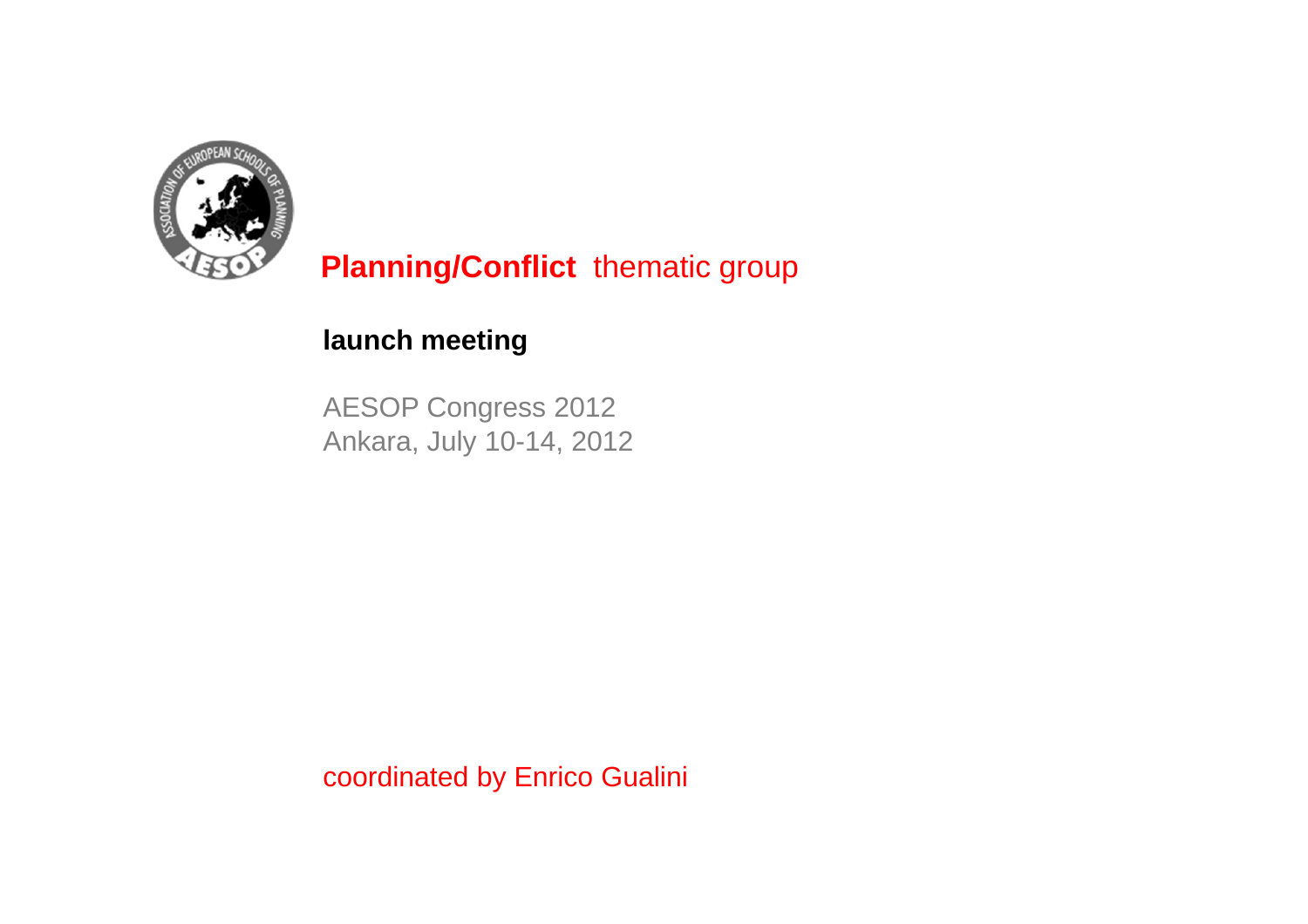# **Planning/Conflict** thematic group

**launch meeting**

AESOP Congress 2012
Ankara, July 10-14, 2012

coordinated by Enrico Gualini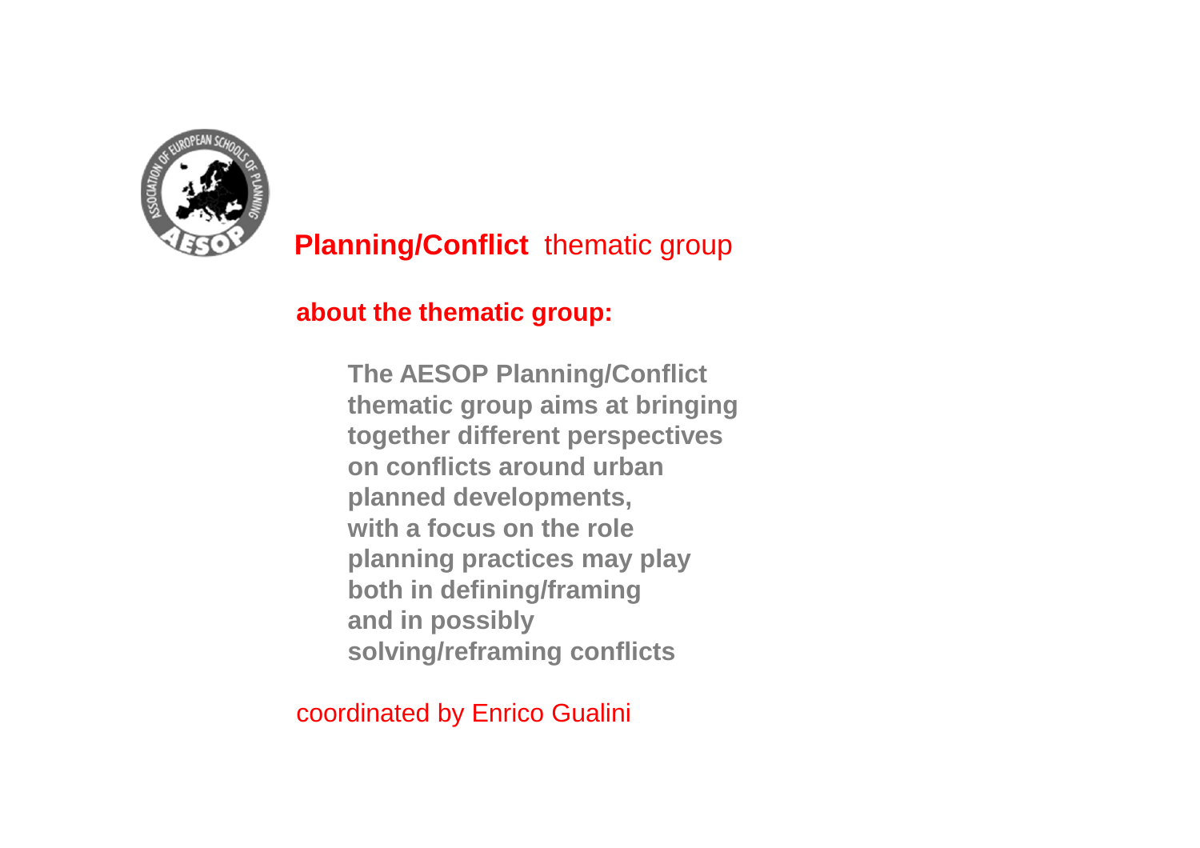# **Planning/Conflict** thematic group

## about the thematic group:

**The AESOP Planning/Conflict thematic group aims at bringing together different perspectives on conflicts around urban planned developments, with a focus on the role planning practices may play both in defining/framing and in possibly solving/reframing conflicts**

coordinated by Enrico Gualini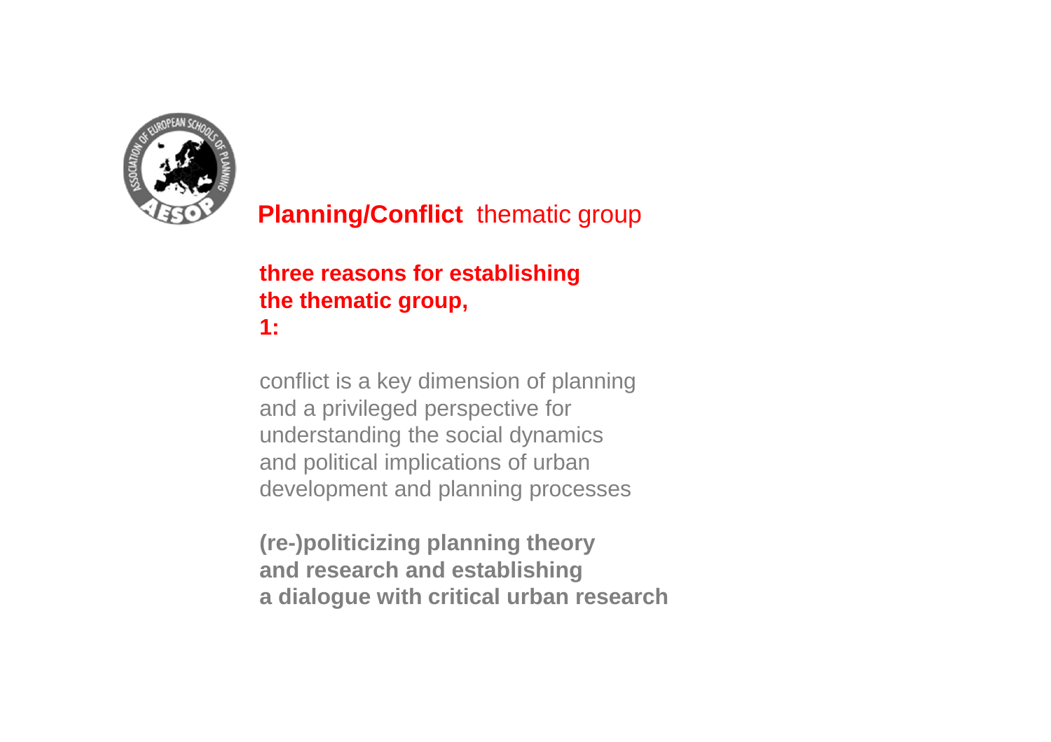**Planning/Conflict** thematic group

**three reasons for establishing the thematic group, 1:**

conflict is a key dimension of planning and a privileged perspective for understanding the social dynamics and political implications of urban development and planning processes

**(re-)politicizing planning theory and research and establishing a dialogue with critical urban research**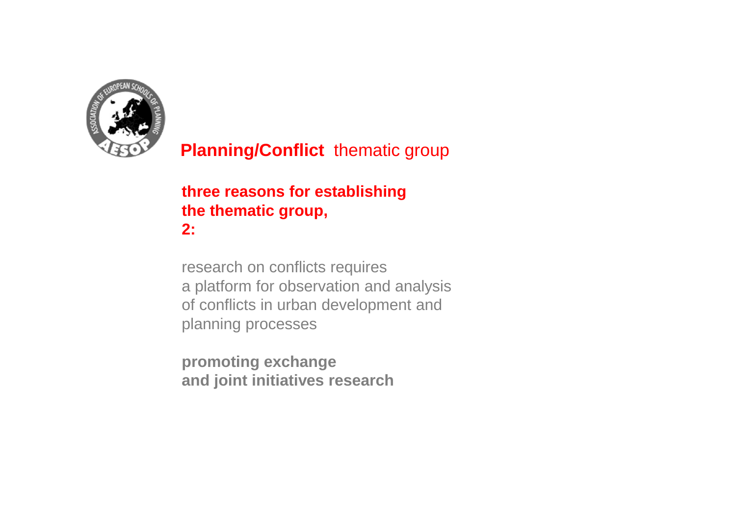**Planning/Conflict** thematic group

**three reasons for establishing the thematic group, 2:**

research on conflicts requires a platform for observation and analysis of conflicts in urban development and planning processes

**promoting exchange and joint initiatives research**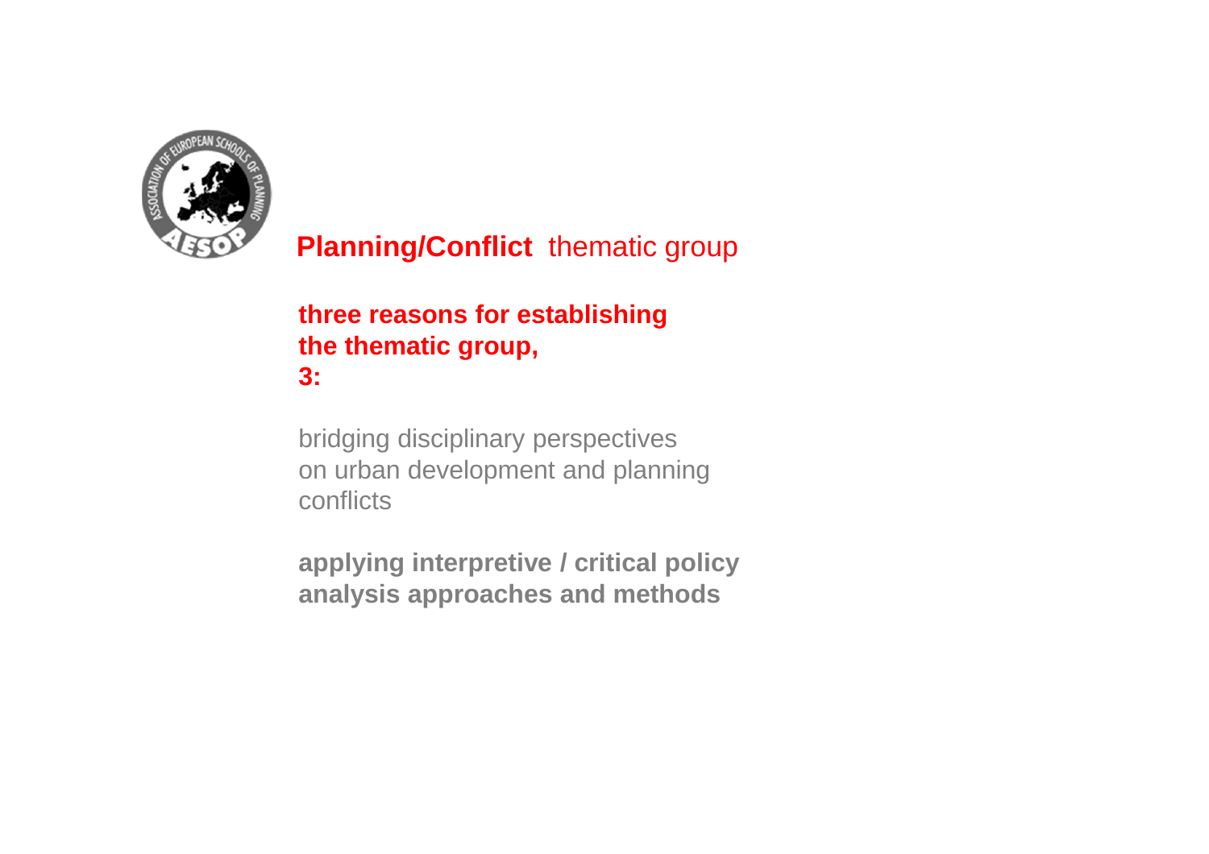**Planning/Conflict** thematic group

**three reasons for establishing the thematic group, 3:**

bridging disciplinary perspectives on urban development and planning conflicts

**applying interpretive / critical policy analysis approaches and methods**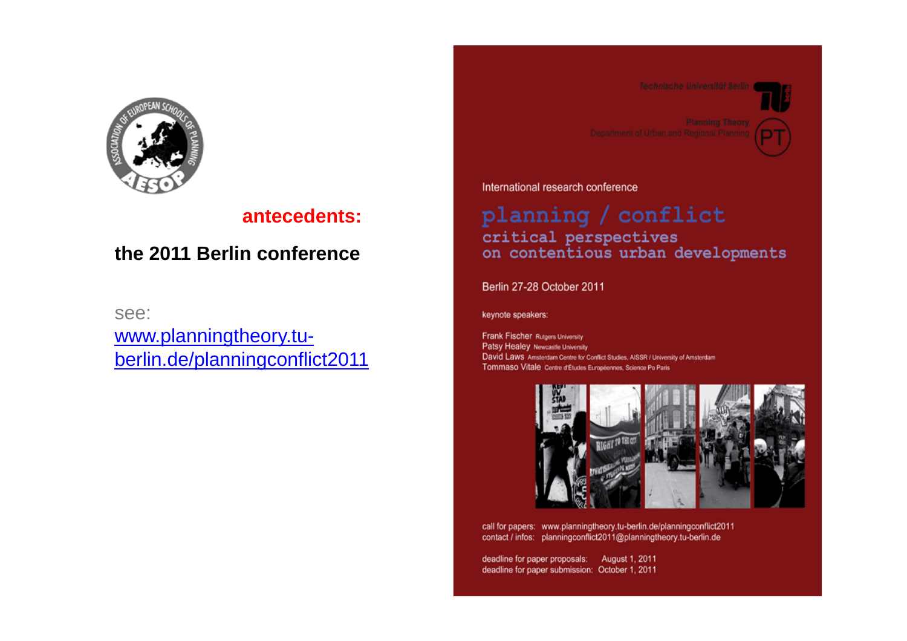**antecedents:**

**the 2011 Berlin conference**

see:
[www.planningtheory.tu-berlin.de/planningconflict2011](http://www.planningtheory.tu-berlin.de/planningconflict2011)

Technische Universität Berlin

Planning Theory
Department of Urban and Regional Planning

International research conference

## planning / conflict

### critical perspectives on contentious urban developments

Berlin 27-28 October 2011

keynote speakers:

Frank Fischer Rutgers University
Patsy Healey Newcastle University
David Laws Amsterdam Centre for Conflict Studies, AISSR / University of Amsterdam
Tommaso Vitale Centre d'Études Européennes, Science Po Paris

call for papers: www.planningtheory.tu-berlin.de/planningconflict2011
contact / infos: planningconflict2011@planningtheory.tu-berlin.de

deadline for paper proposals: August 1, 2011
deadline for paper submission: October 1, 2011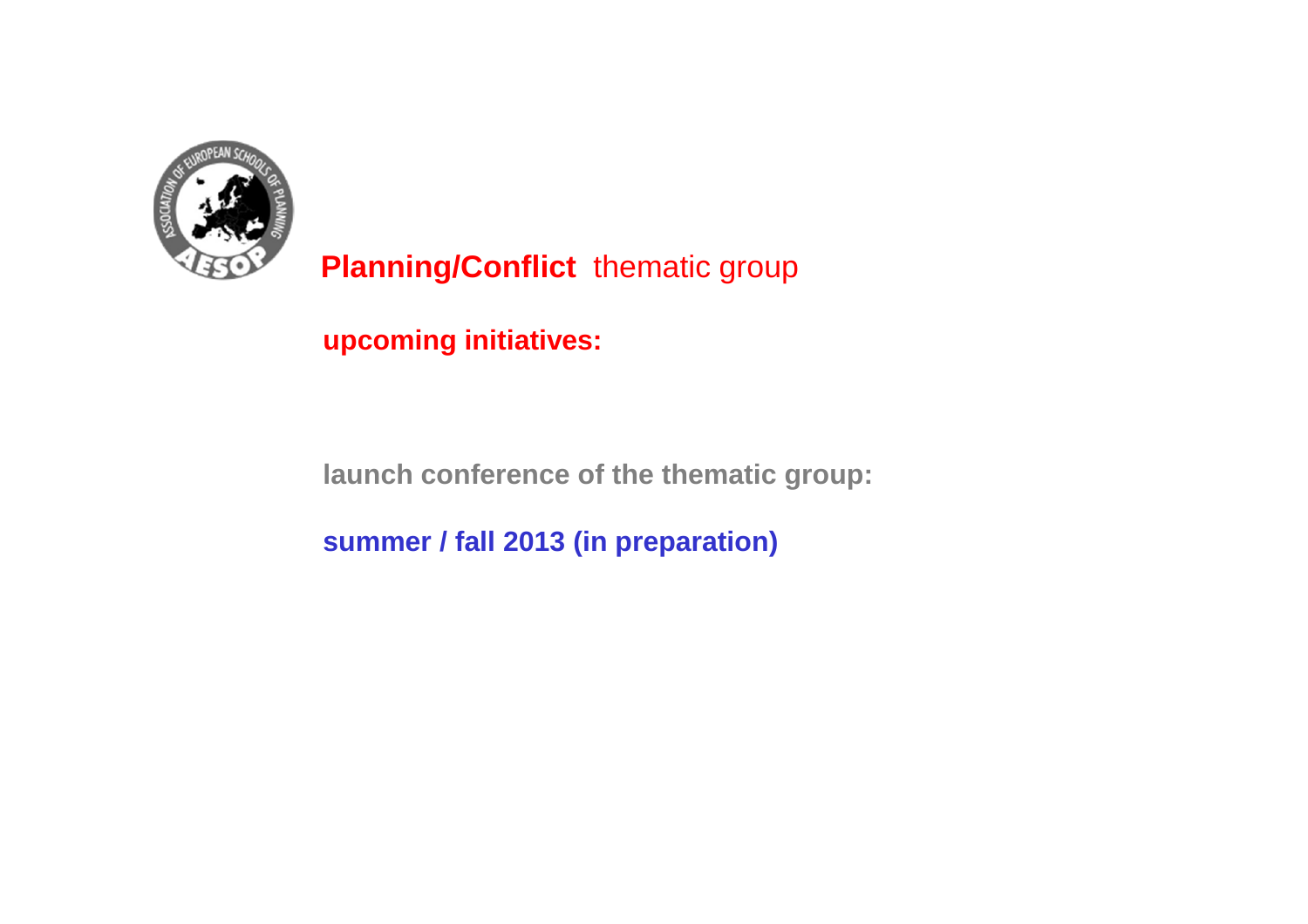# **Planning/Conflict** thematic group

**upcoming initiatives:**

**launch conference of the thematic group:**

**summer / fall 2013 (in preparation)**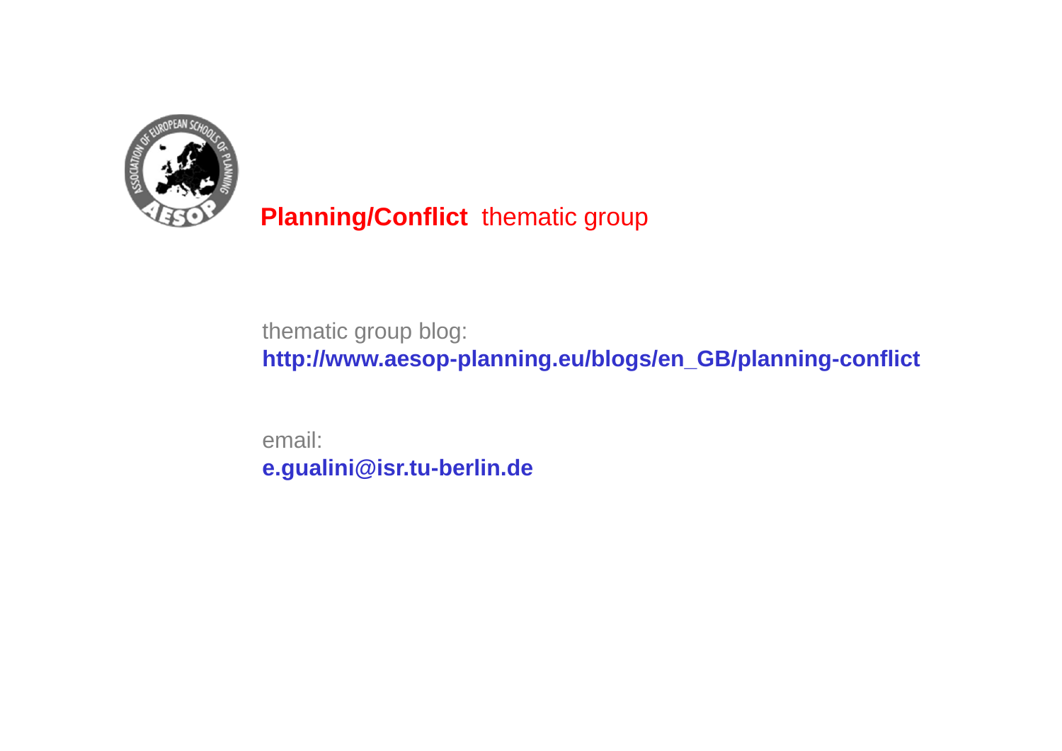**Planning/Conflict** thematic group

thematic group blog:
**http://www.aesop-planning.eu/blogs/en_GB/planning-conflict**

email:
**e.gualini@isr.tu-berlin.de**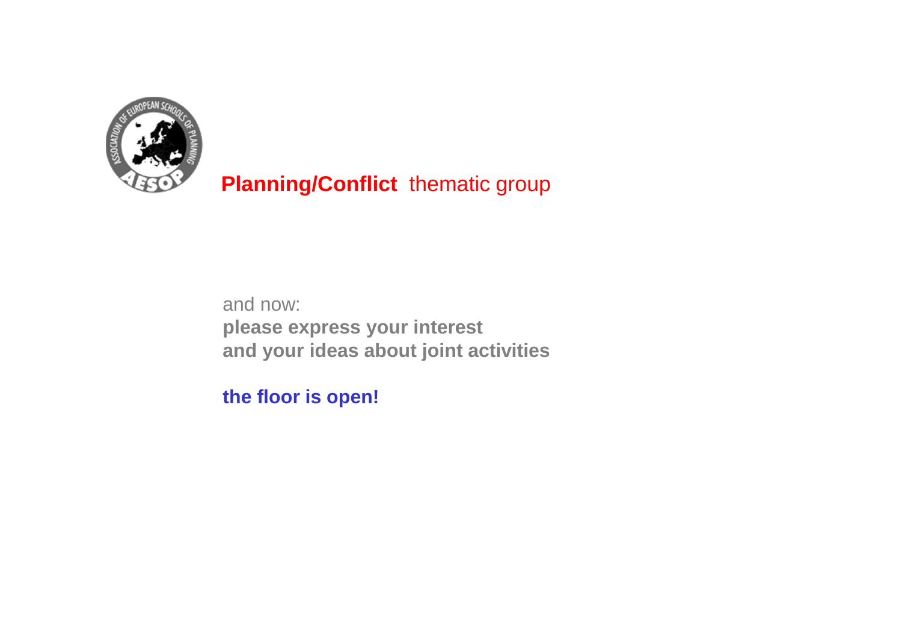**Planning/Conflict** thematic group

and now:
**please express your interest**
**and your ideas about joint activities**

**the floor is open!**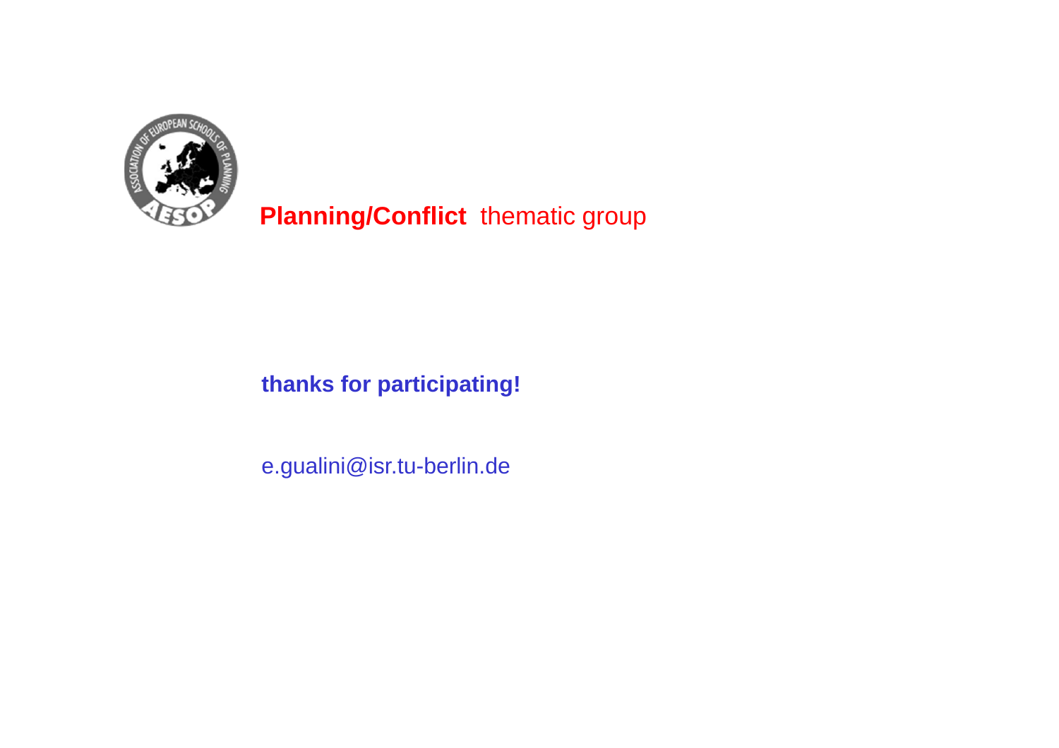**Planning/Conflict** thematic group

**thanks for participating!**

e.gualini@isr.tu-berlin.de